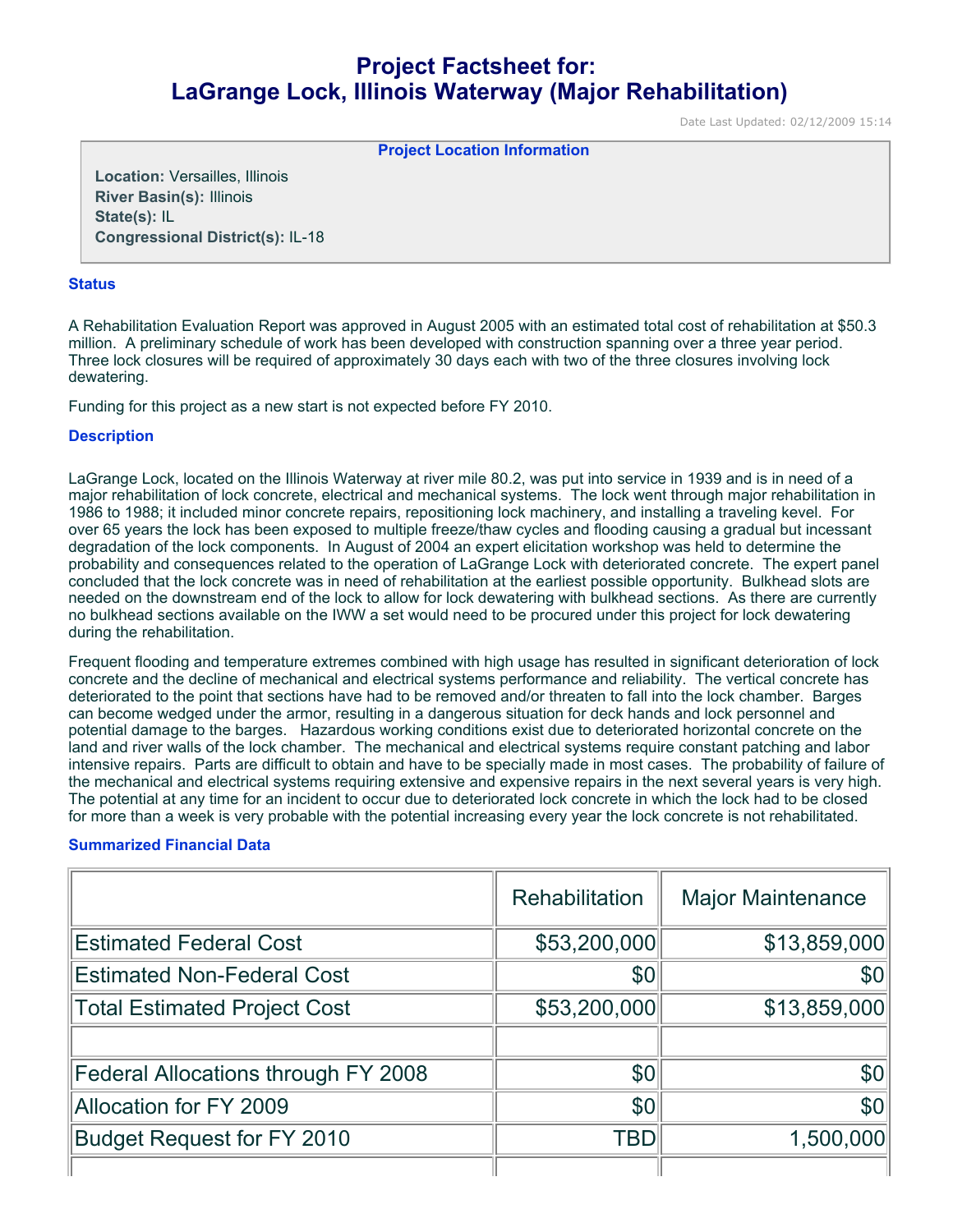# Project Factsheet for: LaGrange Lock, Illinois Waterway (Major Rehabilitation)

Date Last Updated: 02/12/2009 15:14

**Project Location Information**

**Location:** Versailles, Illinois
**River Basin(s):** Illinois
**State(s):** IL
**Congressional District(s):** IL-18

## Status

A Rehabilitation Evaluation Report was approved in August 2005 with an estimated total cost of rehabilitation at $50.3 million. A preliminary schedule of work has been developed with construction spanning over a three year period. Three lock closures will be required of approximately 30 days each with two of the three closures involving lock dewatering.

Funding for this project as a new start is not expected before FY 2010.

## Description

LaGrange Lock, located on the Illinois Waterway at river mile 80.2, was put into service in 1939 and is in need of a major rehabilitation of lock concrete, electrical and mechanical systems. The lock went through major rehabilitation in 1986 to 1988; it included minor concrete repairs, repositioning lock machinery, and installing a traveling kevel. For over 65 years the lock has been exposed to multiple freeze/thaw cycles and flooding causing a gradual but incessant degradation of the lock components. In August of 2004 an expert elicitation workshop was held to determine the probability and consequences related to the operation of LaGrange Lock with deteriorated concrete. The expert panel concluded that the lock concrete was in need of rehabilitation at the earliest possible opportunity. Bulkhead slots are needed on the downstream end of the lock to allow for lock dewatering with bulkhead sections. As there are currently no bulkhead sections available on the IWW a set would need to be procured under this project for lock dewatering during the rehabilitation.

Frequent flooding and temperature extremes combined with high usage has resulted in significant deterioration of lock concrete and the decline of mechanical and electrical systems performance and reliability. The vertical concrete has deteriorated to the point that sections have had to be removed and/or threaten to fall into the lock chamber. Barges can become wedged under the armor, resulting in a dangerous situation for deck hands and lock personnel and potential damage to the barges. Hazardous working conditions exist due to deteriorated horizontal concrete on the land and river walls of the lock chamber. The mechanical and electrical systems require constant patching and labor intensive repairs. Parts are difficult to obtain and have to be specially made in most cases. The probability of failure of the mechanical and electrical systems requiring extensive and expensive repairs in the next several years is very high. The potential at any time for an incident to occur due to deteriorated lock concrete in which the lock had to be closed for more than a week is very probable with the potential increasing every year the lock concrete is not rehabilitated.

## Summarized Financial Data

| | Rehabilitation | Major Maintenance |
|---|---|---|
| Estimated Federal Cost | $53,200,000 | $13,859,000 |
| Estimated Non-Federal Cost | $0 | $0 |
| Total Estimated Project Cost | $53,200,000 | $13,859,000 |
| | | |
| Federal Allocations through FY 2008 | $0 | $0 |
| Allocation for FY 2009 | $0 | $0 |
| Budget Request for FY 2010 | TBD | 1,500,000 |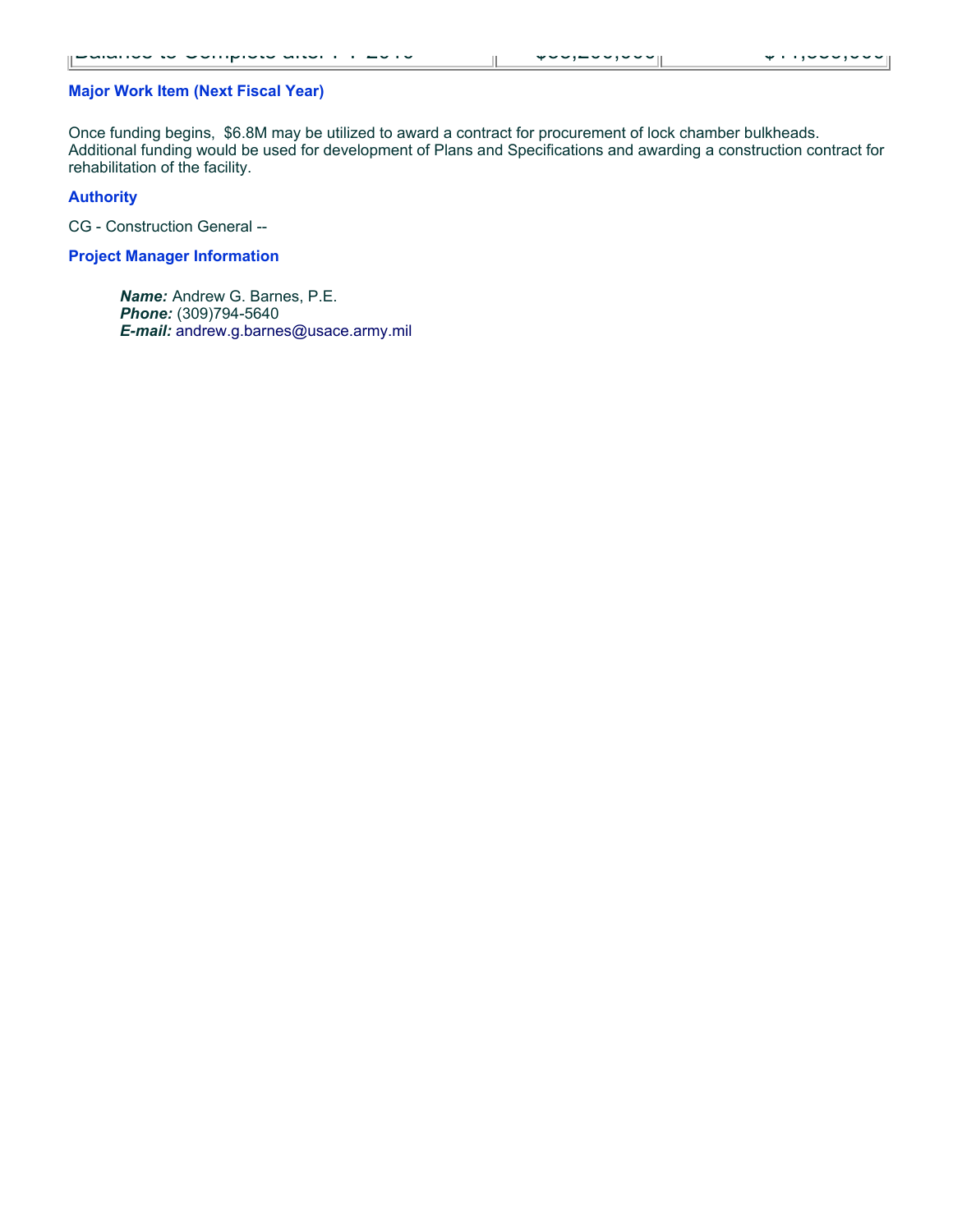| | | |
|---|---|---|
| Balance to Complete after FY 2010 | $33,200,000 | $44,335,000 |

### Major Work Item (Next Fiscal Year)

Once funding begins, $6.8M may be utilized to award a contract for procurement of lock chamber bulkheads. Additional funding would be used for development of Plans and Specifications and awarding a construction contract for rehabilitation of the facility.

### Authority

CG - Construction General --

### Project Manager Information

***Name:*** Andrew G. Barnes, P.E.
***Phone:*** (309)794-5640
***E-mail:*** andrew.g.barnes@usace.army.mil